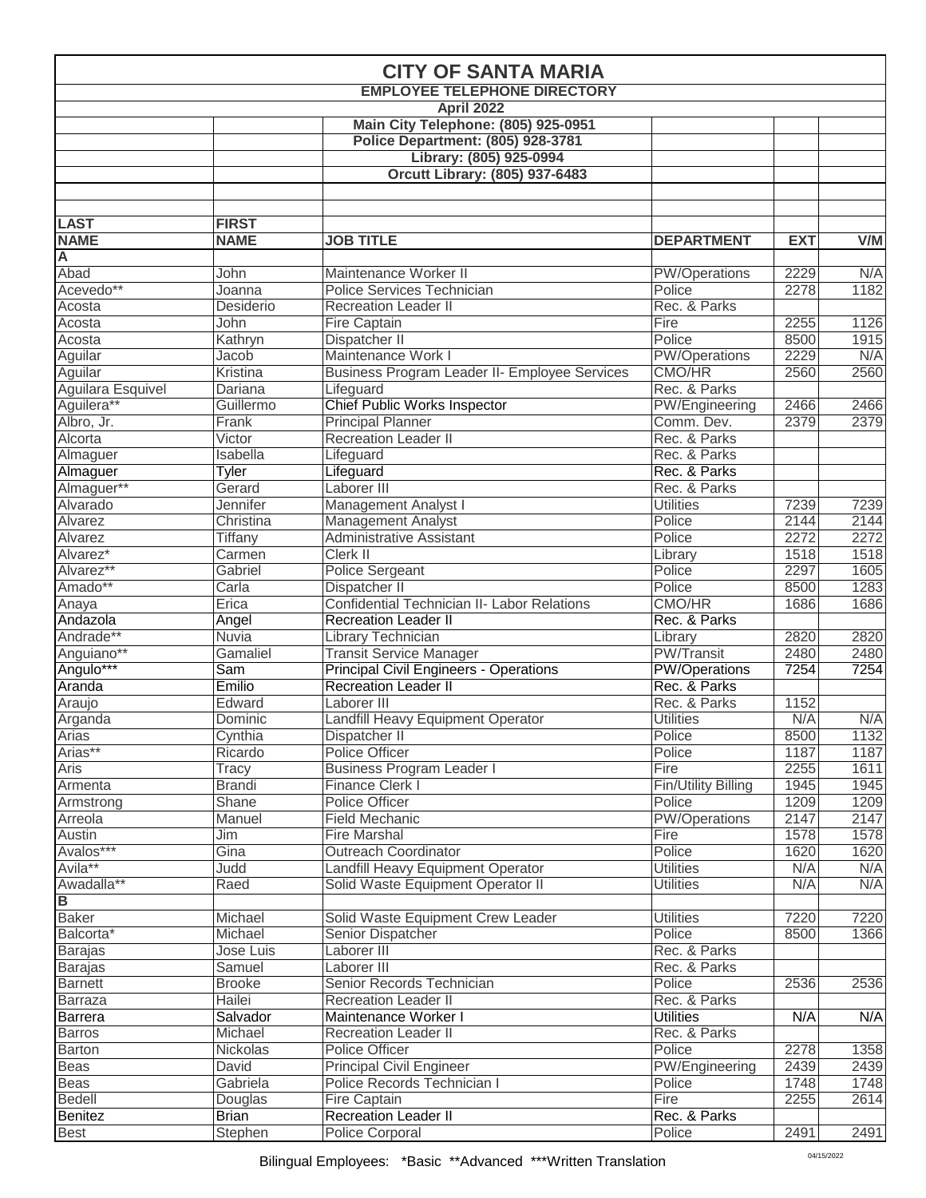# CITY OF SANTA MARIA

## EMPLOYEE TELEPHONE DIRECTORY

**April 2022**

**Main City Telephone: (805) 925-0951**
**Police Department: (805) 928-3781**
**Library: (805) 925-0994**
**Orcutt Library: (805) 937-6483**

| LAST NAME | FIRST NAME | JOB TITLE | DEPARTMENT | EXT | V/M |
|---|---|---|---|---|---|
| **A** | | | | | |
| Abad | John | Maintenance Worker II | PW/Operations | 2229 | N/A |
| Acevedo** | Joanna | Police Services Technician | Police | 2278 | 1182 |
| Acosta | Desiderio | Recreation Leader II | Rec. & Parks | | |
| Acosta | John | Fire Captain | Fire | 2255 | 1126 |
| Acosta | Kathryn | Dispatcher II | Police | 8500 | 1915 |
| Aguilar | Jacob | Maintenance Work I | PW/Operations | 2229 | N/A |
| Aguilar | Kristina | Business Program Leader II- Employee Services | CMO/HR | 2560 | 2560 |
| Aguilara Esquivel | Dariana | Lifeguard | Rec. & Parks | | |
| Aguilera** | Guillermo | Chief Public Works Inspector | PW/Engineering | 2466 | 2466 |
| Albro, Jr. | Frank | Principal Planner | Comm. Dev. | 2379 | 2379 |
| Alcorta | Victor | Recreation Leader II | Rec. & Parks | | |
| Almaguer | Isabella | Lifeguard | Rec. & Parks | | |
| Almaguer | Tyler | Lifeguard | Rec. & Parks | | |
| Almaguer** | Gerard | Laborer III | Rec. & Parks | | |
| Alvarado | Jennifer | Management Analyst I | Utilities | 7239 | 7239 |
| Alvarez | Christina | Management Analyst | Police | 2144 | 2144 |
| Alvarez | Tiffany | Administrative Assistant | Police | 2272 | 2272 |
| Alvarez* | Carmen | Clerk II | Library | 1518 | 1518 |
| Alvarez** | Gabriel | Police Sergeant | Police | 2297 | 1605 |
| Amado** | Carla | Dispatcher II | Police | 8500 | 1283 |
| Anaya | Erica | Confidential Technician II- Labor Relations | CMO/HR | 1686 | 1686 |
| Andazola | Angel | Recreation Leader II | Rec. & Parks | | |
| Andrade** | Nuvia | Library Technician | Library | 2820 | 2820 |
| Anguiano** | Gamaliel | Transit Service Manager | PW/Transit | 2480 | 2480 |
| Angulo*** | Sam | Principal Civil Engineers - Operations | PW/Operations | 7254 | 7254 |
| Aranda | Emilio | Recreation Leader II | Rec. & Parks | | |
| Araujo | Edward | Laborer III | Rec. & Parks | 1152 | |
| Arganda | Dominic | Landfill Heavy Equipment Operator | Utilities | N/A | N/A |
| Arias | Cynthia | Dispatcher II | Police | 8500 | 1132 |
| Arias** | Ricardo | Police Officer | Police | 1187 | 1187 |
| Aris | Tracy | Business Program Leader I | Fire | 2255 | 1611 |
| Armenta | Brandi | Finance Clerk I | Fin/Utility Billing | 1945 | 1945 |
| Armstrong | Shane | Police Officer | Police | 1209 | 1209 |
| Arreola | Manuel | Field Mechanic | PW/Operations | 2147 | 2147 |
| Austin | Jim | Fire Marshal | Fire | 1578 | 1578 |
| Avalos*** | Gina | Outreach Coordinator | Police | 1620 | 1620 |
| Avila** | Judd | Landfill Heavy Equipment Operator | Utilities | N/A | N/A |
| Awadalla** | Raed | Solid Waste Equipment Operator II | Utilities | N/A | N/A |
| **B** | | | | | |
| Baker | Michael | Solid Waste Equipment Crew Leader | Utilities | 7220 | 7220 |
| Balcorta* | Michael | Senior Dispatcher | Police | 8500 | 1366 |
| Barajas | Jose Luis | Laborer III | Rec. & Parks | | |
| Barajas | Samuel | Laborer III | Rec. & Parks | | |
| Barnett | Brooke | Senior Records Technician | Police | 2536 | 2536 |
| Barraza | Hailei | Recreation Leader II | Rec. & Parks | | |
| Barrera | Salvador | Maintenance Worker I | Utilities | N/A | N/A |
| Barros | Michael | Recreation Leader II | Rec. & Parks | | |
| Barton | Nickolas | Police Officer | Police | 2278 | 1358 |
| Beas | David | Principal Civil Engineer | PW/Engineering | 2439 | 2439 |
| Beas | Gabriela | Police Records Technician I | Police | 1748 | 1748 |
| Bedell | Douglas | Fire Captain | Fire | 2255 | 2614 |
| Benitez | Brian | Recreation Leader II | Rec. & Parks | | |
| Best | Stephen | Police Corporal | Police | 2491 | 2491 |

Bilingual Employees: *Basic **Advanced ***Written Translation

04/15/2022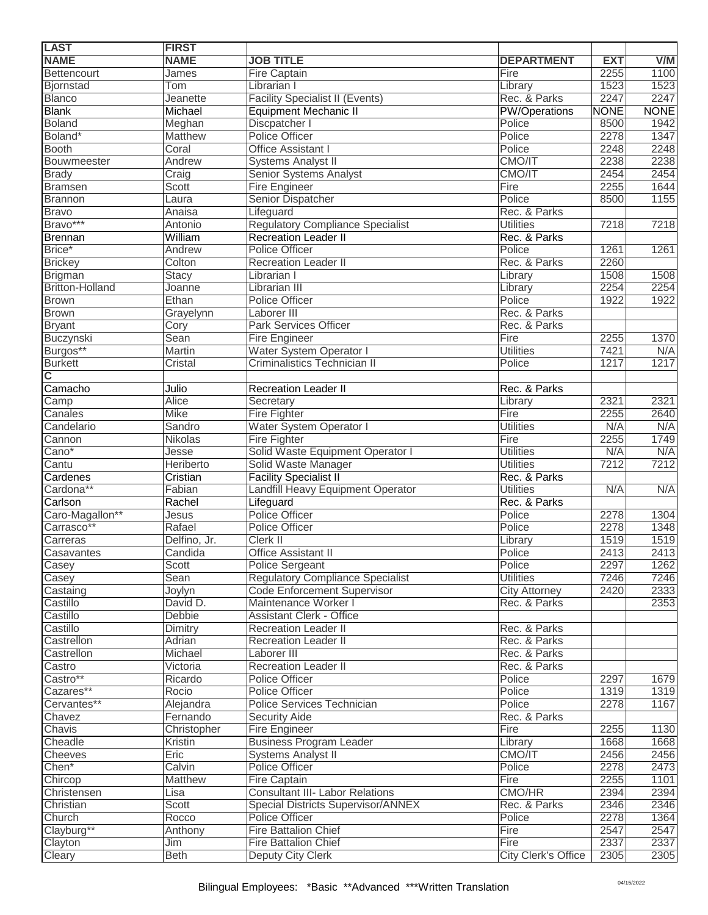| LAST NAME | FIRST NAME | JOB TITLE | DEPARTMENT | EXT | V/M |
|---|---|---|---|---|---|
| Bettencourt | James | Fire Captain | Fire | 2255 | 1100 |
| Bjornstad | Tom | Librarian I | Library | 1523 | 1523 |
| Blanco | Jeanette | Facility Specialist II (Events) | Rec. & Parks | 2247 | 2247 |
| Blank | Michael | Equipment Mechanic II | PW/Operations | NONE | NONE |
| Boland | Meghan | Discpatcher I | Police | 8500 | 1942 |
| Boland* | Matthew | Police Officer | Police | 2278 | 1347 |
| Booth | Coral | Office Assistant I | Police | 2248 | 2248 |
| Bouwmeester | Andrew | Systems Analyst II | CMO/IT | 2238 | 2238 |
| Brady | Craig | Senior Systems Analyst | CMO/IT | 2454 | 2454 |
| Bramsen | Scott | Fire Engineer | Fire | 2255 | 1644 |
| Brannon | Laura | Senior Dispatcher | Police | 8500 | 1155 |
| Bravo | Anaisa | Lifeguard | Rec. & Parks | | |
| Bravo*** | Antonio | Regulatory Compliance Specialist | Utilities | 7218 | 7218 |
| Brennan | William | Recreation Leader II | Rec. & Parks | | |
| Brice* | Andrew | Police Officer | Police | 1261 | 1261 |
| Brickey | Colton | Recreation Leader II | Rec. & Parks | 2260 | |
| Brigman | Stacy | Librarian I | Library | 1508 | 1508 |
| Britton-Holland | Joanne | Librarian III | Library | 2254 | 2254 |
| Brown | Ethan | Police Officer | Police | 1922 | 1922 |
| Brown | Grayelynn | Laborer III | Rec. & Parks | | |
| Bryant | Cory | Park Services Officer | Rec. & Parks | | |
| Buczynski | Sean | Fire Engineer | Fire | 2255 | 1370 |
| Burgos** | Martin | Water System Operator I | Utilities | 7421 | N/A |
| Burkett | Cristal | Criminalistics Technician II | Police | 1217 | 1217 |
| C | | | | | |
| Camacho | Julio | Recreation Leader II | Rec. & Parks | | |
| Camp | Alice | Secretary | Library | 2321 | 2321 |
| Canales | Mike | Fire Fighter | Fire | 2255 | 2640 |
| Candelario | Sandro | Water System Operator I | Utilities | N/A | N/A |
| Cannon | Nikolas | Fire Fighter | Fire | 2255 | 1749 |
| Cano* | Jesse | Solid Waste Equipment Operator I | Utilities | N/A | N/A |
| Cantu | Heriberto | Solid Waste Manager | Utilities | 7212 | 7212 |
| Cardenes | Cristian | Facility Specialist II | Rec. & Parks | | |
| Cardona** | Fabian | Landfill Heavy Equipment Operator | Utilities | N/A | N/A |
| Carlson | Rachel | Lifeguard | Rec. & Parks | | |
| Caro-Magallon** | Jesus | Police Officer | Police | 2278 | 1304 |
| Carrasco** | Rafael | Police Officer | Police | 2278 | 1348 |
| Carreras | Delfino, Jr. | Clerk II | Library | 1519 | 1519 |
| Casavantes | Candida | Office Assistant II | Police | 2413 | 2413 |
| Casey | Scott | Police Sergeant | Police | 2297 | 1262 |
| Casey | Sean | Regulatory Compliance Specialist | Utilities | 7246 | 7246 |
| Castaing | Joylyn | Code Enforcement Supervisor | City Attorney | 2420 | 2333 |
| Castillo | David D. | Maintenance Worker I | Rec. & Parks | | 2353 |
| Castillo | Debbie | Assistant Clerk - Office | | | |
| Castillo | Dimitry | Recreation Leader II | Rec. & Parks | | |
| Castrellon | Adrian | Recreation Leader II | Rec. & Parks | | |
| Castrellon | Michael | Laborer III | Rec. & Parks | | |
| Castro | Victoria | Recreation Leader II | Rec. & Parks | | |
| Castro** | Ricardo | Police Officer | Police | 2297 | 1679 |
| Cazares** | Rocio | Police Officer | Police | 1319 | 1319 |
| Cervantes** | Alejandra | Police Services Technician | Police | 2278 | 1167 |
| Chavez | Fernando | Security Aide | Rec. & Parks | | |
| Chavis | Christopher | Fire Engineer | Fire | 2255 | 1130 |
| Cheadle | Kristin | Business Program Leader | Library | 1668 | 1668 |
| Cheeves | Eric | Systems Analyst II | CMO/IT | 2456 | 2456 |
| Chen* | Calvin | Police Officer | Police | 2278 | 2473 |
| Chircop | Matthew | Fire Captain | Fire | 2255 | 1101 |
| Christensen | Lisa | Consultant III- Labor Relations | CMO/HR | 2394 | 2394 |
| Christian | Scott | Special Districts Supervisor/ANNEX | Rec. & Parks | 2346 | 2346 |
| Church | Rocco | Police Officer | Police | 2278 | 1364 |
| Clayburg** | Anthony | Fire Battalion Chief | Fire | 2547 | 2547 |
| Clayton | Jim | Fire Battalion Chief | Fire | 2337 | 2337 |
| Cleary | Beth | Deputy City Clerk | City Clerk's Office | 2305 | 2305 |

Bilingual Employees: *Basic **Advanced ***Written Translation

04/15/2022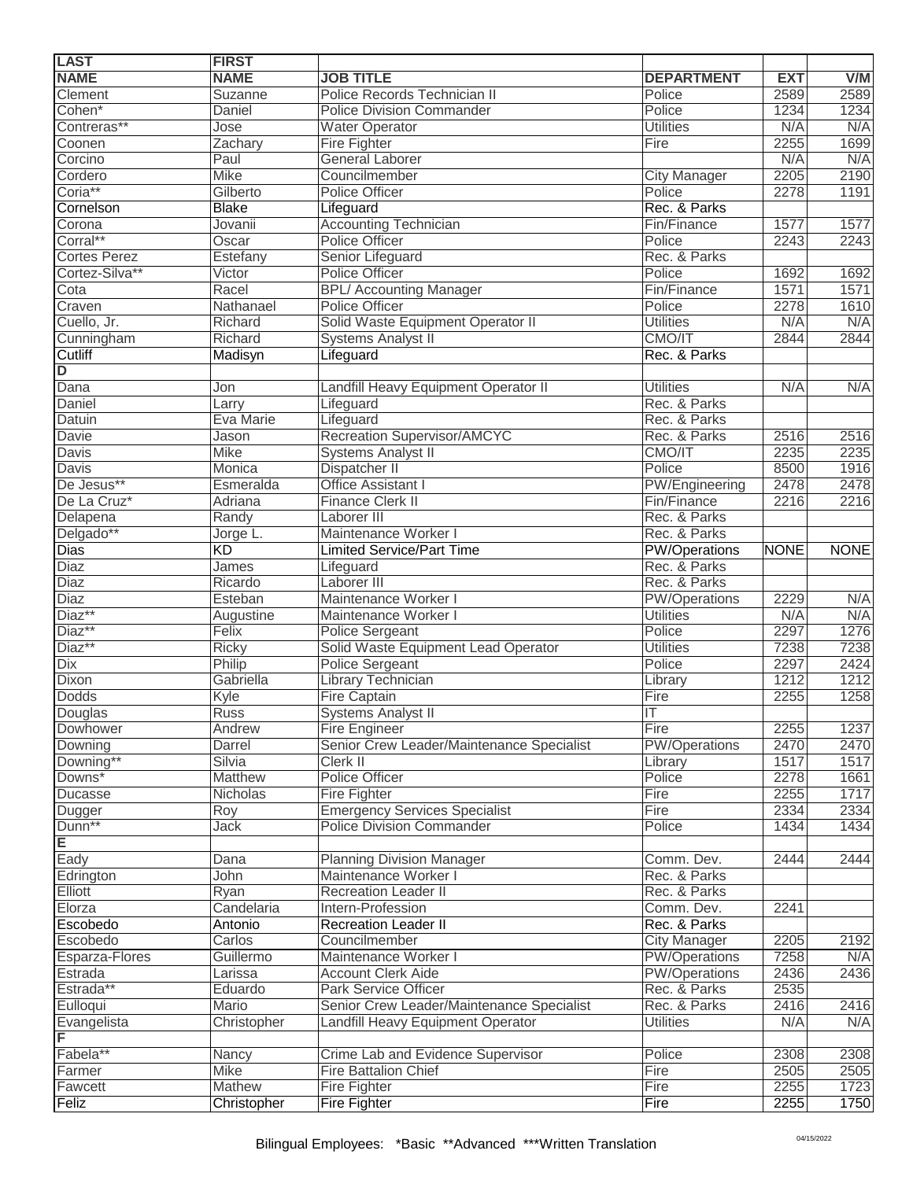| LAST NAME | FIRST NAME | JOB TITLE | DEPARTMENT | EXT | V/M |
|---|---|---|---|---|---|
| Clement | Suzanne | Police Records Technician II | Police | 2589 | 2589 |
| Cohen* | Daniel | Police Division Commander | Police | 1234 | 1234 |
| Contreras** | Jose | Water Operator | Utilities | N/A | N/A |
| Coonen | Zachary | Fire Fighter | Fire | 2255 | 1699 |
| Corcino | Paul | General Laborer | | N/A | N/A |
| Cordero | Mike | Councilmember | City Manager | 2205 | 2190 |
| Coria** | Gilberto | Police Officer | Police | 2278 | 1191 |
| Cornelson | Blake | Lifeguard | Rec. & Parks | | |
| Corona | Jovanii | Accounting Technician | Fin/Finance | 1577 | 1577 |
| Corral** | Oscar | Police Officer | Police | 2243 | 2243 |
| Cortes Perez | Estefany | Senior Lifeguard | Rec. & Parks | | |
| Cortez-Silva** | Victor | Police Officer | Police | 1692 | 1692 |
| Cota | Racel | BPL/ Accounting Manager | Fin/Finance | 1571 | 1571 |
| Craven | Nathanael | Police Officer | Police | 2278 | 1610 |
| Cuello, Jr. | Richard | Solid Waste Equipment Operator II | Utilities | N/A | N/A |
| Cunningham | Richard | Systems Analyst II | CMO/IT | 2844 | 2844 |
| Cutliff | Madisyn | Lifeguard | Rec. & Parks | | |
| D | | | | | |
| Dana | Jon | Landfill Heavy Equipment Operator II | Utilities | N/A | N/A |
| Daniel | Larry | Lifeguard | Rec. & Parks | | |
| Datuin | Eva Marie | Lifeguard | Rec. & Parks | | |
| Davie | Jason | Recreation Supervisor/AMCYC | Rec. & Parks | 2516 | 2516 |
| Davis | Mike | Systems Analyst II | CMO/IT | 2235 | 2235 |
| Davis | Monica | Dispatcher II | Police | 8500 | 1916 |
| De Jesus** | Esmeralda | Office Assistant I | PW/Engineering | 2478 | 2478 |
| De La Cruz* | Adriana | Finance Clerk II | Fin/Finance | 2216 | 2216 |
| Delapena | Randy | Laborer III | Rec. & Parks | | |
| Delgado** | Jorge L. | Maintenance Worker I | Rec. & Parks | | |
| Dias | KD | Limited Service/Part Time | PW/Operations | NONE | NONE |
| Diaz | James | Lifeguard | Rec. & Parks | | |
| Diaz | Ricardo | Laborer III | Rec. & Parks | | |
| Diaz | Esteban | Maintenance Worker I | PW/Operations | 2229 | N/A |
| Diaz** | Augustine | Maintenance Worker I | Utilities | N/A | N/A |
| Diaz** | Felix | Police Sergeant | Police | 2297 | 1276 |
| Diaz** | Ricky | Solid Waste Equipment Lead Operator | Utilities | 7238 | 7238 |
| Dix | Philip | Police Sergeant | Police | 2297 | 2424 |
| Dixon | Gabriella | Library Technician | Library | 1212 | 1212 |
| Dodds | Kyle | Fire Captain | Fire | 2255 | 1258 |
| Douglas | Russ | Systems Analyst II | IT | | |
| Dowhower | Andrew | Fire Engineer | Fire | 2255 | 1237 |
| Downing | Darrel | Senior Crew Leader/Maintenance Specialist | PW/Operations | 2470 | 2470 |
| Downing** | Silvia | Clerk II | Library | 1517 | 1517 |
| Downs* | Matthew | Police Officer | Police | 2278 | 1661 |
| Ducasse | Nicholas | Fire Fighter | Fire | 2255 | 1717 |
| Dugger | Roy | Emergency Services Specialist | Fire | 2334 | 2334 |
| Dunn** | Jack | Police Division Commander | Police | 1434 | 1434 |
| E | | | | | |
| Eady | Dana | Planning Division Manager | Comm. Dev. | 2444 | 2444 |
| Edrington | John | Maintenance Worker I | Rec. & Parks | | |
| Elliott | Ryan | Recreation Leader II | Rec. & Parks | | |
| Elorza | Candelaria | Intern-Profession | Comm. Dev. | 2241 | |
| Escobedo | Antonio | Recreation Leader II | Rec. & Parks | | |
| Escobedo | Carlos | Councilmember | City Manager | 2205 | 2192 |
| Esparza-Flores | Guillermo | Maintenance Worker I | PW/Operations | 7258 | N/A |
| Estrada | Larissa | Account Clerk Aide | PW/Operations | 2436 | 2436 |
| Estrada** | Eduardo | Park Service Officer | Rec. & Parks | 2535 | |
| Eulloqui | Mario | Senior Crew Leader/Maintenance Specialist | Rec. & Parks | 2416 | 2416 |
| Evangelista | Christopher | Landfill Heavy Equipment Operator | Utilities | N/A | N/A |
| F | | | | | |
| Fabela** | Nancy | Crime Lab and Evidence Supervisor | Police | 2308 | 2308 |
| Farmer | Mike | Fire Battalion Chief | Fire | 2505 | 2505 |
| Fawcett | Mathew | Fire Fighter | Fire | 2255 | 1723 |
| Feliz | Christopher | Fire Fighter | Fire | 2255 | 1750 |

Bilingual Employees: *Basic **Advanced ***Written Translation

04/15/2022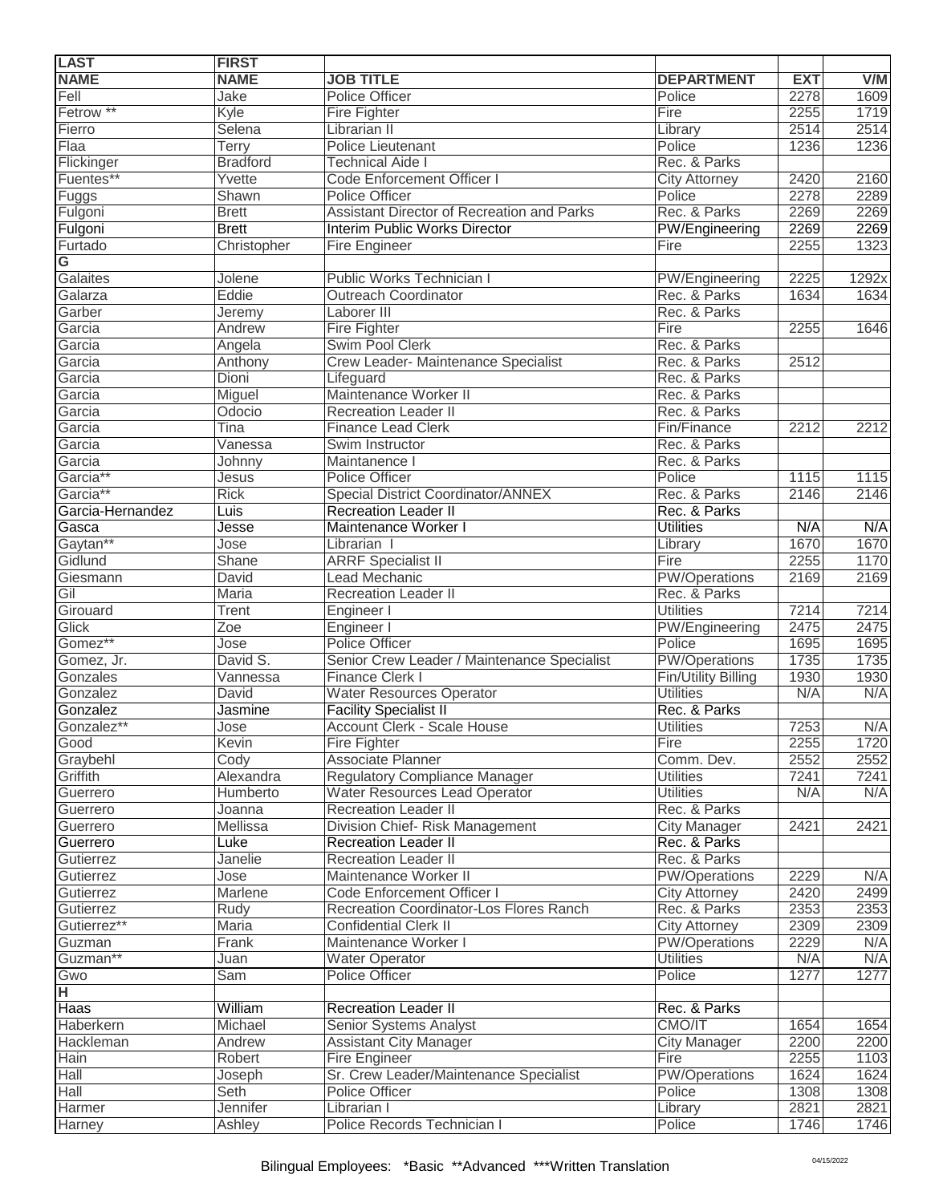| LAST NAME | FIRST NAME | JOB TITLE | DEPARTMENT | EXT | V/M |
|---|---|---|---|---|---|
| Fell | Jake | Police Officer | Police | 2278 | 1609 |
| Fetrow ** | Kyle | Fire Fighter | Fire | 2255 | 1719 |
| Fierro | Selena | Librarian II | Library | 2514 | 2514 |
| Flaa | Terry | Police Lieutenant | Police | 1236 | 1236 |
| Flickinger | Bradford | Technical Aide I | Rec. & Parks | | |
| Fuentes** | Yvette | Code Enforcement Officer I | City Attorney | 2420 | 2160 |
| Fuggs | Shawn | Police Officer | Police | 2278 | 2289 |
| Fulgoni | Brett | Assistant Director of Recreation and Parks | Rec. & Parks | 2269 | 2269 |
| Fulgoni | Brett | Interim Public Works Director | PW/Engineering | 2269 | 2269 |
| Furtado | Christopher | Fire Engineer | Fire | 2255 | 1323 |
| G | | | | | |
| Galaites | Jolene | Public Works Technician I | PW/Engineering | 2225 | 1292x |
| Galarza | Eddie | Outreach Coordinator | Rec. & Parks | 1634 | 1634 |
| Garber | Jeremy | Laborer III | Rec. & Parks | | |
| Garcia | Andrew | Fire Fighter | Fire | 2255 | 1646 |
| Garcia | Angela | Swim Pool Clerk | Rec. & Parks | | |
| Garcia | Anthony | Crew Leader- Maintenance Specialist | Rec. & Parks | 2512 | |
| Garcia | Dioni | Lifeguard | Rec. & Parks | | |
| Garcia | Miguel | Maintenance Worker II | Rec. & Parks | | |
| Garcia | Odocio | Recreation Leader II | Rec. & Parks | | |
| Garcia | Tina | Finance Lead Clerk | Fin/Finance | 2212 | 2212 |
| Garcia | Vanessa | Swim Instructor | Rec. & Parks | | |
| Garcia | Johnny | Maintanence I | Rec. & Parks | | |
| Garcia** | Jesus | Police Officer | Police | 1115 | 1115 |
| Garcia** | Rick | Special District Coordinator/ANNEX | Rec. & Parks | 2146 | 2146 |
| Garcia-Hernandez | Luis | Recreation Leader II | Rec. & Parks | | |
| Gasca | Jesse | Maintenance Worker I | Utilities | N/A | N/A |
| Gaytan** | Jose | Librarian I | Library | 1670 | 1670 |
| Gidlund | Shane | ARRF Specialist II | Fire | 2255 | 1170 |
| Giesmann | David | Lead Mechanic | PW/Operations | 2169 | 2169 |
| Gil | Maria | Recreation Leader II | Rec. & Parks | | |
| Girouard | Trent | Engineer I | Utilities | 7214 | 7214 |
| Glick | Zoe | Engineer I | PW/Engineering | 2475 | 2475 |
| Gomez** | Jose | Police Officer | Police | 1695 | 1695 |
| Gomez, Jr. | David S. | Senior Crew Leader / Maintenance Specialist | PW/Operations | 1735 | 1735 |
| Gonzales | Vannessa | Finance Clerk I | Fin/Utility Billing | 1930 | 1930 |
| Gonzalez | David | Water Resources Operator | Utilities | N/A | N/A |
| Gonzalez | Jasmine | Facility Specialist II | Rec. & Parks | | |
| Gonzalez** | Jose | Account Clerk - Scale House | Utilities | 7253 | N/A |
| Good | Kevin | Fire Fighter | Fire | 2255 | 1720 |
| Graybehl | Cody | Associate Planner | Comm. Dev. | 2552 | 2552 |
| Griffith | Alexandra | Regulatory Compliance Manager | Utilities | 7241 | 7241 |
| Guerrero | Humberto | Water Resources Lead Operator | Utilities | N/A | N/A |
| Guerrero | Joanna | Recreation Leader II | Rec. & Parks | | |
| Guerrero | Mellissa | Division Chief- Risk Management | City Manager | 2421 | 2421 |
| Guerrero | Luke | Recreation Leader II | Rec. & Parks | | |
| Gutierrez | Janelie | Recreation Leader II | Rec. & Parks | | |
| Gutierrez | Jose | Maintenance Worker II | PW/Operations | 2229 | N/A |
| Gutierrez | Marlene | Code Enforcement Officer I | City Attorney | 2420 | 2499 |
| Gutierrez | Rudy | Recreation Coordinator-Los Flores Ranch | Rec. & Parks | 2353 | 2353 |
| Gutierrez** | Maria | Confidential Clerk II | City Attorney | 2309 | 2309 |
| Guzman | Frank | Maintenance Worker I | PW/Operations | 2229 | N/A |
| Guzman** | Juan | Water Operator | Utilities | N/A | N/A |
| Gwo | Sam | Police Officer | Police | 1277 | 1277 |
| H | | | | | |
| Haas | William | Recreation Leader II | Rec. & Parks | | |
| Haberkern | Michael | Senior Systems Analyst | CMO/IT | 1654 | 1654 |
| Hackleman | Andrew | Assistant City Manager | City Manager | 2200 | 2200 |
| Hain | Robert | Fire Engineer | Fire | 2255 | 1103 |
| Hall | Joseph | Sr. Crew Leader/Maintenance Specialist | PW/Operations | 1624 | 1624 |
| Hall | Seth | Police Officer | Police | 1308 | 1308 |
| Harmer | Jennifer | Librarian I | Library | 2821 | 2821 |
| Harney | Ashley | Police Records Technician I | Police | 1746 | 1746 |

Bilingual Employees: *Basic **Advanced ***Written Translation

04/15/2022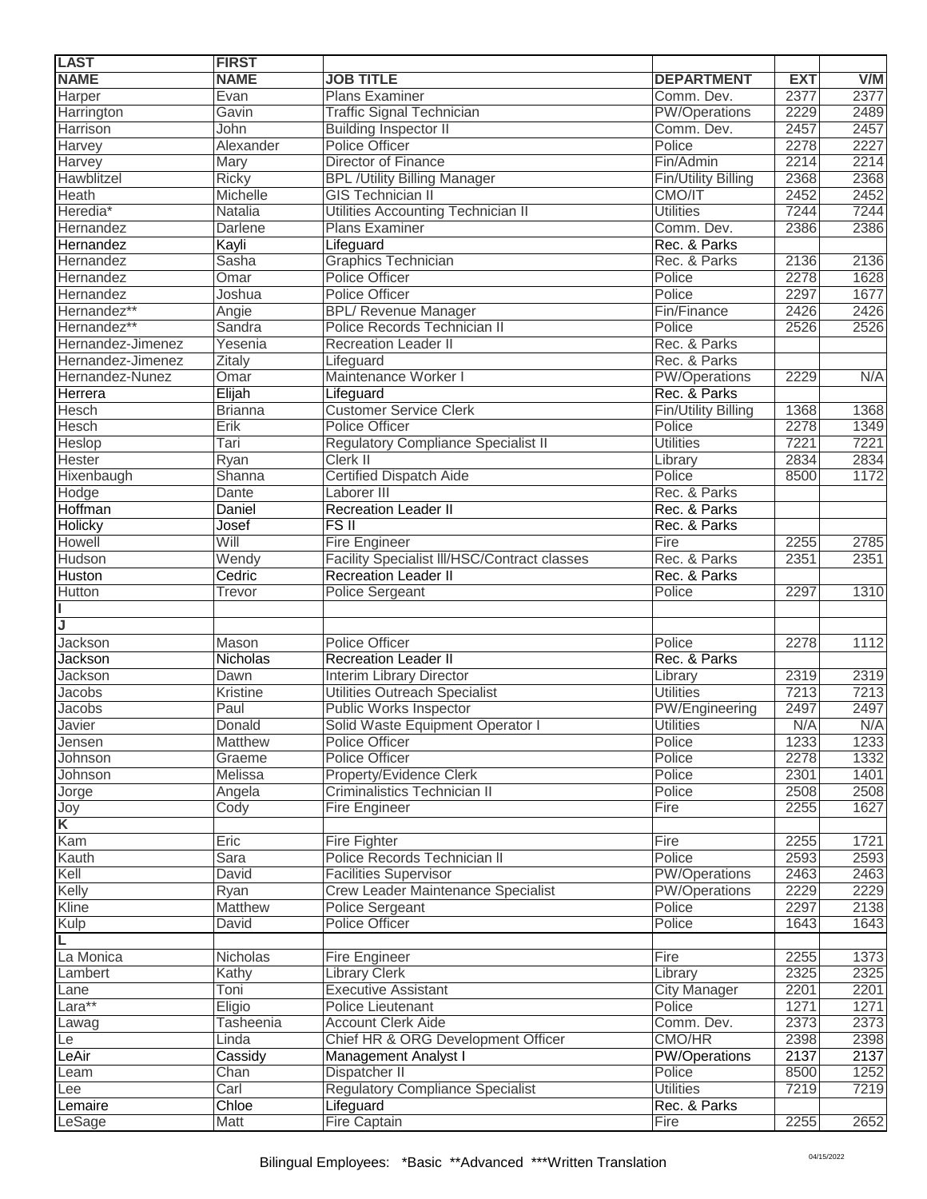| LAST NAME | FIRST NAME | JOB TITLE | DEPARTMENT | EXT | V/M |
|---|---|---|---|---|---|
| Harper | Evan | Plans Examiner | Comm. Dev. | 2377 | 2377 |
| Harrington | Gavin | Traffic Signal Technician | PW/Operations | 2229 | 2489 |
| Harrison | John | Building Inspector II | Comm. Dev. | 2457 | 2457 |
| Harvey | Alexander | Police Officer | Police | 2278 | 2227 |
| Harvey | Mary | Director of Finance | Fin/Admin | 2214 | 2214 |
| Hawblitzel | Ricky | BPL /Utility Billing Manager | Fin/Utility Billing | 2368 | 2368 |
| Heath | Michelle | GIS Technician II | CMO/IT | 2452 | 2452 |
| Heredia* | Natalia | Utilities Accounting Technician II | Utilities | 7244 | 7244 |
| Hernandez | Darlene | Plans Examiner | Comm. Dev. | 2386 | 2386 |
| Hernandez | Kayli | Lifeguard | Rec. & Parks | | |
| Hernandez | Sasha | Graphics Technician | Rec. & Parks | 2136 | 2136 |
| Hernandez | Omar | Police Officer | Police | 2278 | 1628 |
| Hernandez | Joshua | Police Officer | Police | 2297 | 1677 |
| Hernandez** | Angie | BPL/ Revenue Manager | Fin/Finance | 2426 | 2426 |
| Hernandez** | Sandra | Police Records Technician II | Police | 2526 | 2526 |
| Hernandez-Jimenez | Yesenia | Recreation Leader II | Rec. & Parks | | |
| Hernandez-Jimenez | Zitaly | Lifeguard | Rec. & Parks | | |
| Hernandez-Nunez | Omar | Maintenance Worker I | PW/Operations | 2229 | N/A |
| Herrera | Elijah | Lifeguard | Rec. & Parks | | |
| Hesch | Brianna | Customer Service Clerk | Fin/Utility Billing | 1368 | 1368 |
| Hesch | Erik | Police Officer | Police | 2278 | 1349 |
| Heslop | Tari | Regulatory Compliance Specialist II | Utilities | 7221 | 7221 |
| Hester | Ryan | Clerk II | Library | 2834 | 2834 |
| Hixenbaugh | Shanna | Certified Dispatch Aide | Police | 8500 | 1172 |
| Hodge | Dante | Laborer III | Rec. & Parks | | |
| Hoffman | Daniel | Recreation Leader II | Rec. & Parks | | |
| Holicky | Josef | FS II | Rec. & Parks | | |
| Howell | Will | Fire Engineer | Fire | 2255 | 2785 |
| Hudson | Wendy | Facility Specialist lll/HSC/Contract classes | Rec. & Parks | 2351 | 2351 |
| Huston | Cedric | Recreation Leader II | Rec. & Parks | | |
| Hutton | Trevor | Police Sergeant | Police | 2297 | 1310 |
| I | | | | | |
| J | | | | | |
| Jackson | Mason | Police Officer | Police | 2278 | 1112 |
| Jackson | Nicholas | Recreation Leader II | Rec. & Parks | | |
| Jackson | Dawn | Interim Library Director | Library | 2319 | 2319 |
| Jacobs | Kristine | Utilities Outreach Specialist | Utilities | 7213 | 7213 |
| Jacobs | Paul | Public Works Inspector | PW/Engineering | 2497 | 2497 |
| Javier | Donald | Solid Waste Equipment Operator I | Utilities | N/A | N/A |
| Jensen | Matthew | Police Officer | Police | 1233 | 1233 |
| Johnson | Graeme | Police Officer | Police | 2278 | 1332 |
| Johnson | Melissa | Property/Evidence Clerk | Police | 2301 | 1401 |
| Jorge | Angela | Criminalistics Technician II | Police | 2508 | 2508 |
| Joy | Cody | Fire Engineer | Fire | 2255 | 1627 |
| K | | | | | |
| Kam | Eric | Fire Fighter | Fire | 2255 | 1721 |
| Kauth | Sara | Police Records Technician ll | Police | 2593 | 2593 |
| Kell | David | Facilities Supervisor | PW/Operations | 2463 | 2463 |
| Kelly | Ryan | Crew Leader Maintenance Specialist | PW/Operations | 2229 | 2229 |
| Kline | Matthew | Police Sergeant | Police | 2297 | 2138 |
| Kulp | David | Police Officer | Police | 1643 | 1643 |
| L | | | | | |
| La Monica | Nicholas | Fire Engineer | Fire | 2255 | 1373 |
| Lambert | Kathy | Library Clerk | Library | 2325 | 2325 |
| Lane | Toni | Executive Assistant | City Manager | 2201 | 2201 |
| Lara** | Eligio | Police Lieutenant | Police | 1271 | 1271 |
| Lawag | Tasheenia | Account Clerk Aide | Comm. Dev. | 2373 | 2373 |
| Le | Linda | Chief HR & ORG Development Officer | CMO/HR | 2398 | 2398 |
| LeAir | Cassidy | Management Analyst I | PW/Operations | 2137 | 2137 |
| Leam | Chan | Dispatcher II | Police | 8500 | 1252 |
| Lee | Carl | Regulatory Compliance Specialist | Utilities | 7219 | 7219 |
| Lemaire | Chloe | Lifeguard | Rec. & Parks | | |
| LeSage | Matt | Fire Captain | Fire | 2255 | 2652 |

Bilingual Employees: *Basic **Advanced ***Written Translation

04/15/2022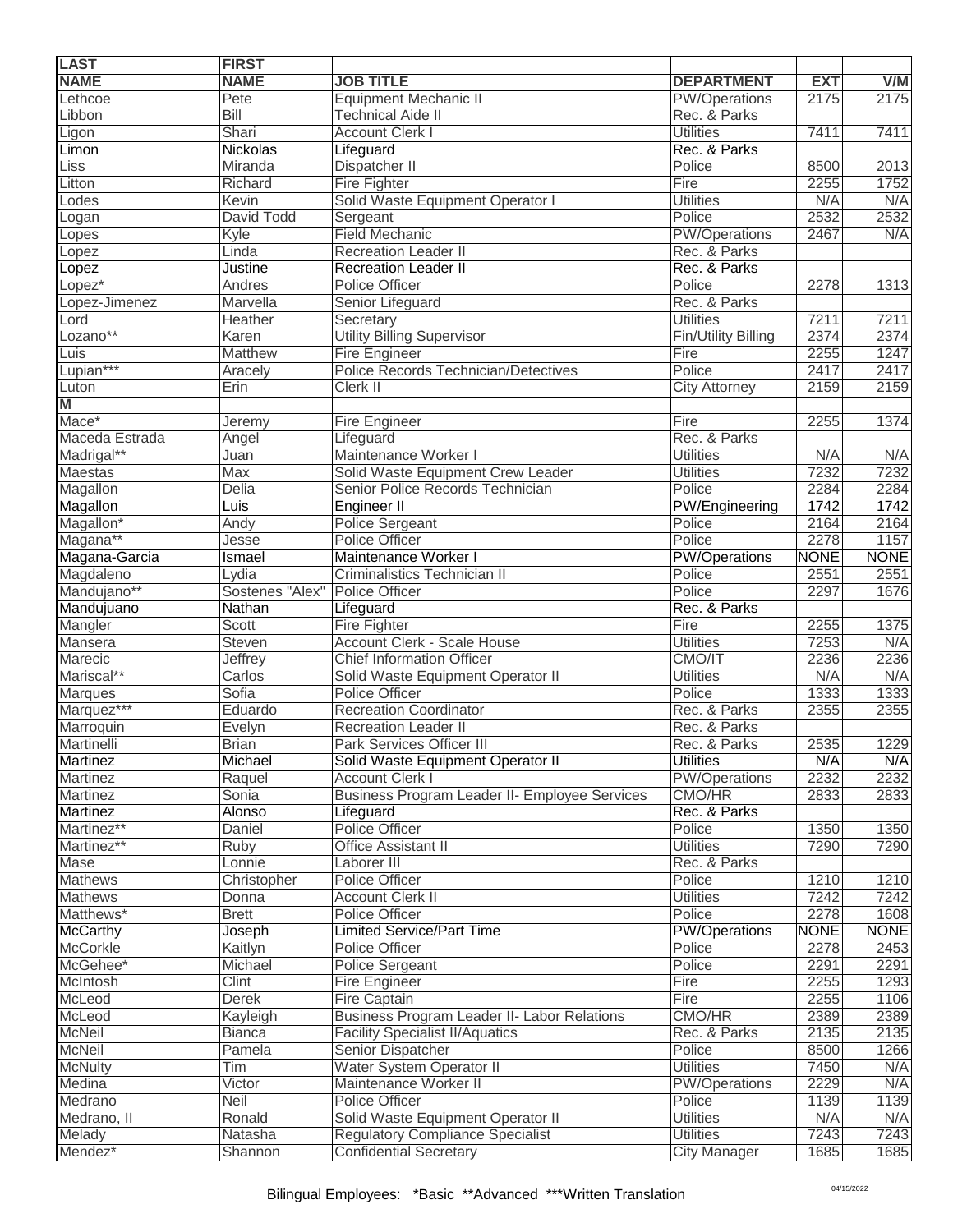| LAST NAME | FIRST NAME | JOB TITLE | DEPARTMENT | EXT | V/M |
|---|---|---|---|---|---|
| Lethcoe | Pete | Equipment Mechanic II | PW/Operations | 2175 | 2175 |
| Libbon | Bill | Technical Aide II | Rec. & Parks | | |
| Ligon | Shari | Account Clerk I | Utilities | 7411 | 7411 |
| Limon | Nickolas | Lifeguard | Rec. & Parks | | |
| Liss | Miranda | Dispatcher II | Police | 8500 | 2013 |
| Litton | Richard | Fire Fighter | Fire | 2255 | 1752 |
| Lodes | Kevin | Solid Waste Equipment Operator I | Utilities | N/A | N/A |
| Logan | David Todd | Sergeant | Police | 2532 | 2532 |
| Lopes | Kyle | Field Mechanic | PW/Operations | 2467 | N/A |
| Lopez | Linda | Recreation Leader II | Rec. & Parks | | |
| Lopez | Justine | Recreation Leader II | Rec. & Parks | | |
| Lopez* | Andres | Police Officer | Police | 2278 | 1313 |
| Lopez-Jimenez | Marvella | Senior Lifeguard | Rec. & Parks | | |
| Lord | Heather | Secretary | Utilities | 7211 | 7211 |
| Lozano** | Karen | Utility Billing Supervisor | Fin/Utility Billing | 2374 | 2374 |
| Luis | Matthew | Fire Engineer | Fire | 2255 | 1247 |
| Lupian*** | Aracely | Police Records Technician/Detectives | Police | 2417 | 2417 |
| Luton | Erin | Clerk II | City Attorney | 2159 | 2159 |
| **M** | | | | | |
| Mace* | Jeremy | Fire Engineer | Fire | 2255 | 1374 |
| Maceda Estrada | Angel | Lifeguard | Rec. & Parks | | |
| Madrigal** | Juan | Maintenance Worker I | Utilities | N/A | N/A |
| Maestas | Max | Solid Waste Equipment Crew Leader | Utilities | 7232 | 7232 |
| Magallon | Delia | Senior Police Records Technician | Police | 2284 | 2284 |
| Magallon | Luis | Engineer II | PW/Engineering | 1742 | 1742 |
| Magallon* | Andy | Police Sergeant | Police | 2164 | 2164 |
| Magana** | Jesse | Police Officer | Police | 2278 | 1157 |
| Magana-Garcia | Ismael | Maintenance Worker I | PW/Operations | NONE | NONE |
| Magdaleno | Lydia | Criminalistics Technician II | Police | 2551 | 2551 |
| Mandujano** | Sostenes "Alex" | Police Officer | Police | 2297 | 1676 |
| Mandujuano | Nathan | Lifeguard | Rec. & Parks | | |
| Mangler | Scott | Fire Fighter | Fire | 2255 | 1375 |
| Mansera | Steven | Account Clerk - Scale House | Utilities | 7253 | N/A |
| Marecic | Jeffrey | Chief Information Officer | CMO/IT | 2236 | 2236 |
| Mariscal** | Carlos | Solid Waste Equipment Operator II | Utilities | N/A | N/A |
| Marques | Sofia | Police Officer | Police | 1333 | 1333 |
| Marquez*** | Eduardo | Recreation Coordinator | Rec. & Parks | 2355 | 2355 |
| Marroquin | Evelyn | Recreation Leader II | Rec. & Parks | | |
| Martinelli | Brian | Park Services Officer III | Rec. & Parks | 2535 | 1229 |
| Martinez | Michael | Solid Waste Equipment Operator II | Utilities | N/A | N/A |
| Martinez | Raquel | Account Clerk I | PW/Operations | 2232 | 2232 |
| Martinez | Sonia | Business Program Leader II- Employee Services | CMO/HR | 2833 | 2833 |
| Martinez | Alonso | Lifeguard | Rec. & Parks | | |
| Martinez** | Daniel | Police Officer | Police | 1350 | 1350 |
| Martinez** | Ruby | Office Assistant II | Utilities | 7290 | 7290 |
| Mase | Lonnie | Laborer III | Rec. & Parks | | |
| Mathews | Christopher | Police Officer | Police | 1210 | 1210 |
| Mathews | Donna | Account Clerk II | Utilities | 7242 | 7242 |
| Matthews* | Brett | Police Officer | Police | 2278 | 1608 |
| McCarthy | Joseph | Limited Service/Part Time | PW/Operations | NONE | NONE |
| McCorkle | Kaitlyn | Police Officer | Police | 2278 | 2453 |
| McGehee* | Michael | Police Sergeant | Police | 2291 | 2291 |
| McIntosh | Clint | Fire Engineer | Fire | 2255 | 1293 |
| McLeod | Derek | Fire Captain | Fire | 2255 | 1106 |
| McLeod | Kayleigh | Business Program Leader II- Labor Relations | CMO/HR | 2389 | 2389 |
| McNeil | Bianca | Facility Specialist II/Aquatics | Rec. & Parks | 2135 | 2135 |
| McNeil | Pamela | Senior Dispatcher | Police | 8500 | 1266 |
| McNulty | Tim | Water System Operator II | Utilities | 7450 | N/A |
| Medina | Victor | Maintenance Worker II | PW/Operations | 2229 | N/A |
| Medrano | Neil | Police Officer | Police | 1139 | 1139 |
| Medrano, II | Ronald | Solid Waste Equipment Operator II | Utilities | N/A | N/A |
| Melady | Natasha | Regulatory Compliance Specialist | Utilities | 7243 | 7243 |
| Mendez* | Shannon | Confidential Secretary | City Manager | 1685 | 1685 |

Bilingual Employees: *Basic **Advanced ***Written Translation

04/15/2022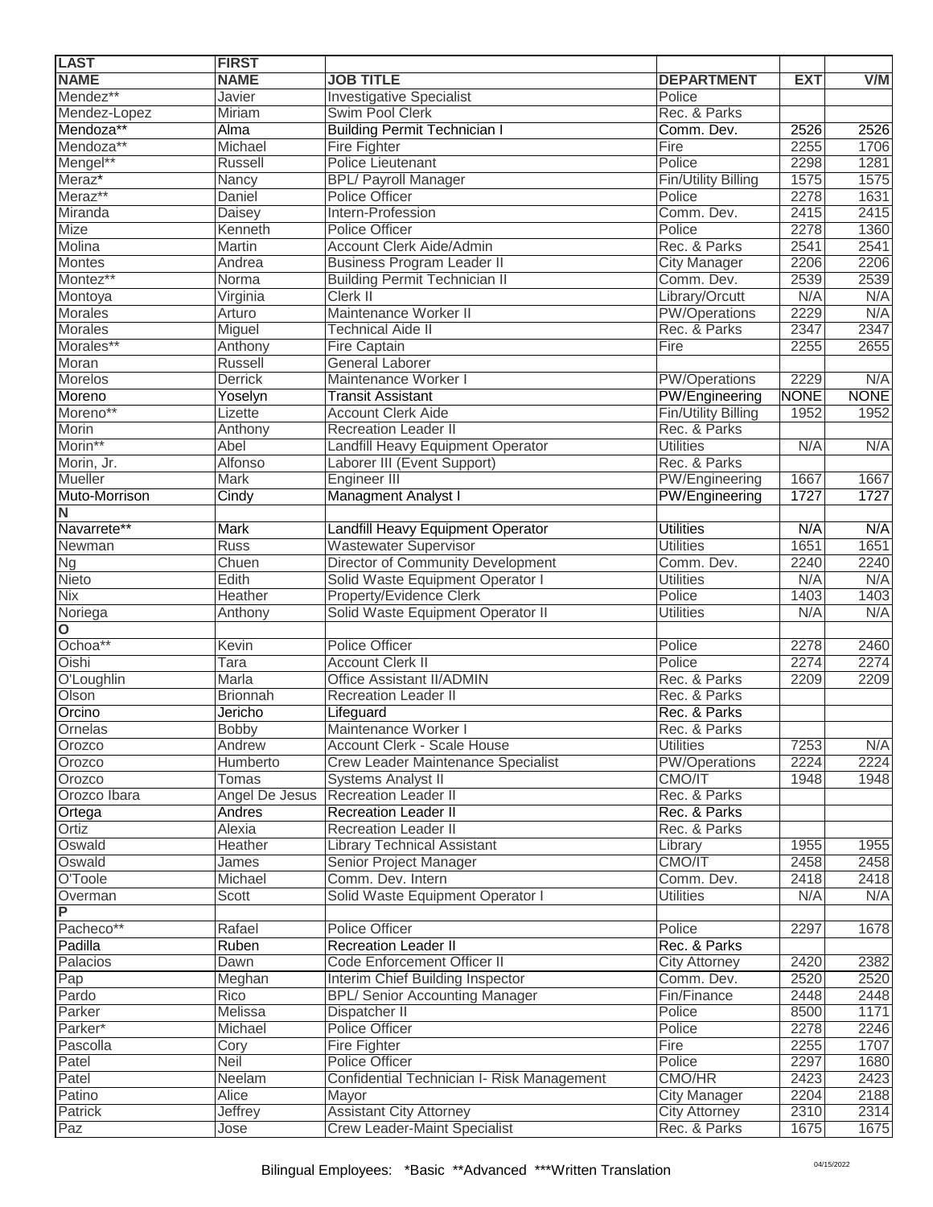| LAST NAME | FIRST NAME | JOB TITLE | DEPARTMENT | EXT | V/M |
|---|---|---|---|---|---|
| Mendez** | Javier | Investigative Specialist | Police | | |
| Mendez-Lopez | Miriam | Swim Pool Clerk | Rec. & Parks | | |
| Mendoza** | Alma | Building Permit Technician I | Comm. Dev. | 2526 | 2526 |
| Mendoza** | Michael | Fire Fighter | Fire | 2255 | 1706 |
| Mengel** | Russell | Police Lieutenant | Police | 2298 | 1281 |
| Meraz* | Nancy | BPL/ Payroll Manager | Fin/Utility Billing | 1575 | 1575 |
| Meraz** | Daniel | Police Officer | Police | 2278 | 1631 |
| Miranda | Daisey | Intern-Profession | Comm. Dev. | 2415 | 2415 |
| Mize | Kenneth | Police Officer | Police | 2278 | 1360 |
| Molina | Martin | Account Clerk Aide/Admin | Rec. & Parks | 2541 | 2541 |
| Montes | Andrea | Business Program Leader II | City Manager | 2206 | 2206 |
| Montez** | Norma | Building Permit Technician II | Comm. Dev. | 2539 | 2539 |
| Montoya | Virginia | Clerk II | Library/Orcutt | N/A | N/A |
| Morales | Arturo | Maintenance Worker II | PW/Operations | 2229 | N/A |
| Morales | Miguel | Technical Aide II | Rec. & Parks | 2347 | 2347 |
| Morales** | Anthony | Fire Captain | Fire | 2255 | 2655 |
| Moran | Russell | General Laborer | | | |
| Morelos | Derrick | Maintenance Worker I | PW/Operations | 2229 | N/A |
| Moreno | Yoselyn | Transit Assistant | PW/Engineering | NONE | NONE |
| Moreno** | Lizette | Account Clerk Aide | Fin/Utility Billing | 1952 | 1952 |
| Morin | Anthony | Recreation Leader II | Rec. & Parks | | |
| Morin** | Abel | Landfill Heavy Equipment Operator | Utilities | N/A | N/A |
| Morin, Jr. | Alfonso | Laborer III (Event Support) | Rec. & Parks | | |
| Mueller | Mark | Engineer III | PW/Engineering | 1667 | 1667 |
| Muto-Morrison | Cindy | Managment Analyst I | PW/Engineering | 1727 | 1727 |
| **N** | | | | | |
| Navarrete** | Mark | Landfill Heavy Equipment Operator | Utilities | N/A | N/A |
| Newman | Russ | Wastewater Supervisor | Utilities | 1651 | 1651 |
| Ng | Chuen | Director of Community Development | Comm. Dev. | 2240 | 2240 |
| Nieto | Edith | Solid Waste Equipment Operator I | Utilities | N/A | N/A |
| Nix | Heather | Property/Evidence Clerk | Police | 1403 | 1403 |
| Noriega | Anthony | Solid Waste Equipment Operator II | Utilities | N/A | N/A |
| **O** | | | | | |
| Ochoa** | Kevin | Police Officer | Police | 2278 | 2460 |
| Oishi | Tara | Account Clerk II | Police | 2274 | 2274 |
| O'Loughlin | Marla | Office Assistant II/ADMIN | Rec. & Parks | 2209 | 2209 |
| Olson | Brionnah | Recreation Leader II | Rec. & Parks | | |
| Orcino | Jericho | Lifeguard | Rec. & Parks | | |
| Ornelas | Bobby | Maintenance Worker I | Rec. & Parks | | |
| Orozco | Andrew | Account Clerk - Scale House | Utilities | 7253 | N/A |
| Orozco | Humberto | Crew Leader Maintenance Specialist | PW/Operations | 2224 | 2224 |
| Orozco | Tomas | Systems Analyst II | CMO/IT | 1948 | 1948 |
| Orozco Ibara | Angel De Jesus | Recreation Leader II | Rec. & Parks | | |
| Ortega | Andres | Recreation Leader II | Rec. & Parks | | |
| Ortiz | Alexia | Recreation Leader II | Rec. & Parks | | |
| Oswald | Heather | Library Technical Assistant | Library | 1955 | 1955 |
| Oswald | James | Senior Project Manager | CMO/IT | 2458 | 2458 |
| O'Toole | Michael | Comm. Dev. Intern | Comm. Dev. | 2418 | 2418 |
| Overman | Scott | Solid Waste Equipment Operator I | Utilities | N/A | N/A |
| **P** | | | | | |
| Pacheco** | Rafael | Police Officer | Police | 2297 | 1678 |
| Padilla | Ruben | Recreation Leader II | Rec. & Parks | | |
| Palacios | Dawn | Code Enforcement Officer II | City Attorney | 2420 | 2382 |
| Pap | Meghan | Interim Chief Building Inspector | Comm. Dev. | 2520 | 2520 |
| Pardo | Rico | BPL/ Senior Accounting Manager | Fin/Finance | 2448 | 2448 |
| Parker | Melissa | Dispatcher II | Police | 8500 | 1171 |
| Parker* | Michael | Police Officer | Police | 2278 | 2246 |
| Pascolla | Cory | Fire Fighter | Fire | 2255 | 1707 |
| Patel | Neil | Police Officer | Police | 2297 | 1680 |
| Patel | Neelam | Confidential Technician I- Risk Management | CMO/HR | 2423 | 2423 |
| Patino | Alice | Mayor | City Manager | 2204 | 2188 |
| Patrick | Jeffrey | Assistant City Attorney | City Attorney | 2310 | 2314 |
| Paz | Jose | Crew Leader-Maint Specialist | Rec. & Parks | 1675 | 1675 |

Bilingual Employees: *Basic **Advanced ***Written Translation

04/15/2022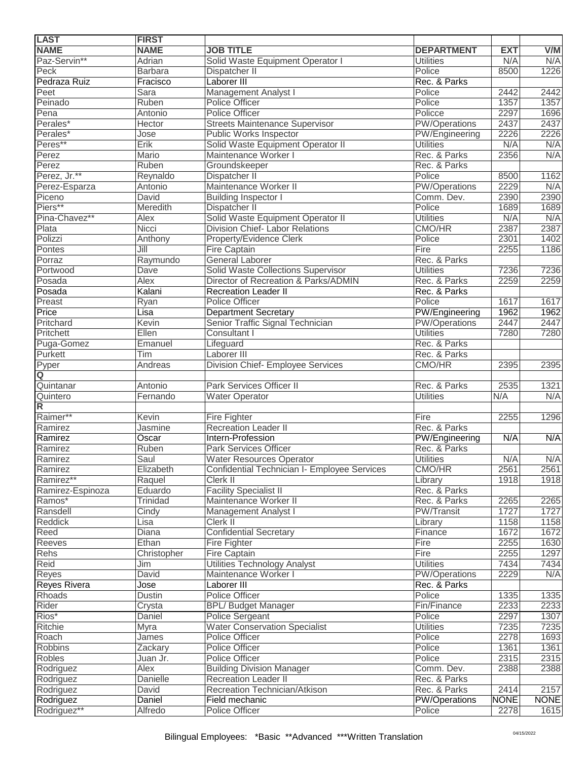| LAST NAME | FIRST NAME | JOB TITLE | DEPARTMENT | EXT | V/M |
|---|---|---|---|---|---|
| Paz-Servin** | Adrian | Solid Waste Equipment Operator I | Utilities | N/A | N/A |
| Peck | Barbara | Dispatcher II | Police | 8500 | 1226 |
| Pedraza Ruiz | Fracisco | Laborer III | Rec. & Parks | | |
| Peet | Sara | Management Analyst I | Police | 2442 | 2442 |
| Peinado | Ruben | Police Officer | Police | 1357 | 1357 |
| Pena | Antonio | Police Officer | Policce | 2297 | 1696 |
| Perales* | Hector | Streets Maintenance Supervisor | PW/Operations | 2437 | 2437 |
| Perales* | Jose | Public Works Inspector | PW/Engineering | 2226 | 2226 |
| Peres** | Erik | Solid Waste Equipment Operator II | Utilities | N/A | N/A |
| Perez | Mario | Maintenance Worker I | Rec. & Parks | 2356 | N/A |
| Perez | Ruben | Groundskeeper | Rec. & Parks | | |
| Perez, Jr.** | Reynaldo | Dispatcher II | Police | 8500 | 1162 |
| Perez-Esparza | Antonio | Maintenance Worker II | PW/Operations | 2229 | N/A |
| Piceno | David | Building Inspector I | Comm. Dev. | 2390 | 2390 |
| Piers** | Meredith | Dispatcher II | Police | 1689 | 1689 |
| Pina-Chavez** | Alex | Solid Waste Equipment Operator II | Utilities | N/A | N/A |
| Plata | Nicci | Division Chief- Labor Relations | CMO/HR | 2387 | 2387 |
| Polizzi | Anthony | Property/Evidence Clerk | Police | 2301 | 1402 |
| Pontes | Jill | Fire Captain | Fire | 2255 | 1186 |
| Porraz | Raymundo | General Laborer | Rec. & Parks | | |
| Portwood | Dave | Solid Waste Collections Supervisor | Utilities | 7236 | 7236 |
| Posada | Alex | Director of Recreation & Parks/ADMIN | Rec. & Parks | 2259 | 2259 |
| Posada | Kalani | Recreation Leader II | Rec. & Parks | | |
| Preast | Ryan | Police Officer | Police | 1617 | 1617 |
| Price | Lisa | Department Secretary | PW/Engineering | 1962 | 1962 |
| Pritchard | Kevin | Senior Traffic Signal Technician | PW/Operations | 2447 | 2447 |
| Pritchett | Ellen | Consultant I | Utilities | 7280 | 7280 |
| Puga-Gomez | Emanuel | Lifeguard | Rec. & Parks | | |
| Purkett | Tim | Laborer III | Rec. & Parks | | |
| Pyper | Andreas | Division Chief- Employee Services | CMO/HR | 2395 | 2395 |
| **Q** | | | | | |
| Quintanar | Antonio | Park Services Officer II | Rec. & Parks | 2535 | 1321 |
| Quintero | Fernando | Water Operator | Utilities | N/A | N/A |
| **R** | | | | | |
| Raimer** | Kevin | Fire Fighter | Fire | 2255 | 1296 |
| Ramirez | Jasmine | Recreation Leader II | Rec. & Parks | | |
| Ramirez | Oscar | Intern-Profession | PW/Engineering | N/A | N/A |
| Ramirez | Ruben | Park Services Officer | Rec. & Parks | | |
| Ramirez | Saul | Water Resources Operator | Utilities | N/A | N/A |
| Ramirez | Elizabeth | Confidential Technician I- Employee Services | CMO/HR | 2561 | 2561 |
| Ramirez** | Raquel | Clerk II | Library | 1918 | 1918 |
| Ramirez-Espinoza | Eduardo | Facility Specialist II | Rec. & Parks | | |
| Ramos* | Trinidad | Maintenance Worker II | Rec. & Parks | 2265 | 2265 |
| Ransdell | Cindy | Management Analyst I | PW/Transit | 1727 | 1727 |
| Reddick | Lisa | Clerk II | Library | 1158 | 1158 |
| Reed | Diana | Confidential Secretary | Finance | 1672 | 1672 |
| Reeves | Ethan | Fire Fighter | Fire | 2255 | 1630 |
| Rehs | Christopher | Fire Captain | Fire | 2255 | 1297 |
| Reid | Jim | Utilities Technology Analyst | Utilities | 7434 | 7434 |
| Reyes | David | Maintenance Worker I | PW/Operations | 2229 | N/A |
| Reyes Rivera | Jose | Laborer III | Rec. & Parks | | |
| Rhoads | Dustin | Police Officer | Police | 1335 | 1335 |
| Rider | Crysta | BPL/ Budget Manager | Fin/Finance | 2233 | 2233 |
| Rios* | Daniel | Police Sergeant | Police | 2297 | 1307 |
| Ritchie | Myra | Water Conservation Specialist | Utilities | 7235 | 7235 |
| Roach | James | Police Officer | Police | 2278 | 1693 |
| Robbins | Zackary | Police Officer | Police | 1361 | 1361 |
| Robles | Juan Jr. | Police Officer | Police | 2315 | 2315 |
| Rodriguez | Alex | Building Division Manager | Comm. Dev. | 2388 | 2388 |
| Rodriguez | Danielle | Recreation Leader II | Rec. & Parks | | |
| Rodriguez | David | Recreation Technician/Atkison | Rec. & Parks | 2414 | 2157 |
| Rodriguez | Daniel | Field mechanic | PW/Operations | NONE | NONE |
| Rodriguez** | Alfredo | Police Officer | Police | 2278 | 1615 |

Bilingual Employees: *Basic **Advanced ***Written Translation

04/15/2022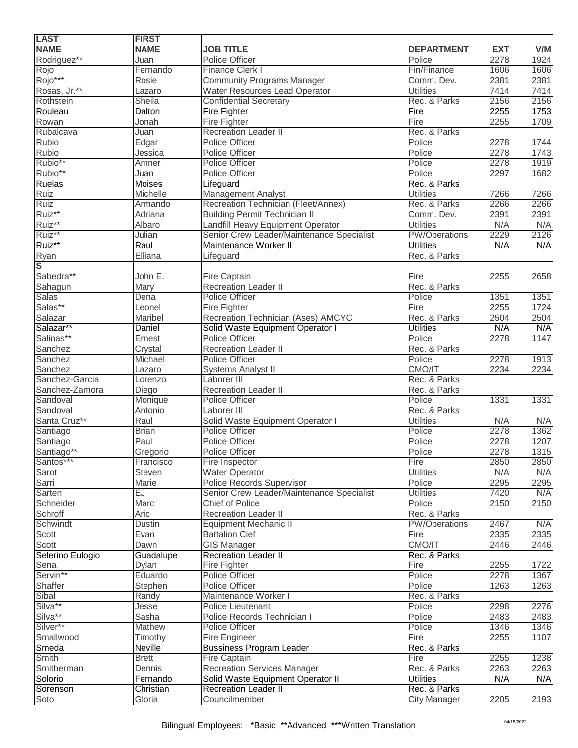| LAST NAME | FIRST NAME | JOB TITLE | DEPARTMENT | EXT | V/M |
|---|---|---|---|---|---|
| Rodriguez** | Juan | Police Officer | Police | 2278 | 1924 |
| Rojo | Fernando | Finance Clerk I | Fin/Finance | 1606 | 1606 |
| Rojo*** | Rosie | Community Programs Manager | Comm. Dev. | 2381 | 2381 |
| Rosas, Jr.** | Lazaro | Water Resources Lead Operator | Utilities | 7414 | 7414 |
| Rothstein | Sheila | Confidential Secretary | Rec. & Parks | 2156 | 2156 |
| Rouleau | Dalton | Fire Fighter | Fire | 2255 | 1753 |
| Rowan | Jonah | Fire Fighter | Fire | 2255 | 1709 |
| Rubalcava | Juan | Recreation Leader II | Rec. & Parks | | |
| Rubio | Edgar | Police Officer | Police | 2278 | 1744 |
| Rubio | Jessica | Police Officer | Police | 2278 | 1743 |
| Rubio** | Amner | Police Officer | Police | 2278 | 1919 |
| Rubio** | Juan | Police Officer | Police | 2297 | 1682 |
| Ruelas | Moises | Lifeguard | Rec. & Parks | | |
| Ruiz | Michelle | Management Analyst | Utilities | 7266 | 7266 |
| Ruiz | Armando | Recreation Technician (Fleet/Annex) | Rec. & Parks | 2266 | 2266 |
| Ruiz** | Adriana | Building Permit Technician II | Comm. Dev. | 2391 | 2391 |
| Ruiz** | Albaro | Landfill Heavy Equipment Operator | Utilities | N/A | N/A |
| Ruiz** | Julian | Senior Crew Leader/Maintenance Specialist | PW/Operations | 2229 | 2126 |
| Ruiz** | Raul | Maintenance Worker II | Utilities | N/A | N/A |
| Ryan | Elliana | Lifeguard | Rec. & Parks | | |
| **S** | | | | | |
| Sabedra** | John E. | Fire Captain | Fire | 2255 | 2658 |
| Sahagun | Mary | Recreation Leader II | Rec. & Parks | | |
| Salas | Dena | Police Officer | Police | 1351 | 1351 |
| Salas** | Leonel | Fire Fighter | Fire | 2255 | 1724 |
| Salazar | Maribel | Recreation Technician (Ases) AMCYC | Rec. & Parks | 2504 | 2504 |
| Salazar** | Daniel | Solid Waste Equipment Operator I | Utilities | N/A | N/A |
| Salinas** | Ernest | Police Officer | Police | 2278 | 1147 |
| Sanchez | Crystal | Recreation Leader II | Rec. & Parks | | |
| Sanchez | Michael | Police Officer | Police | 2278 | 1913 |
| Sanchez | Lazaro | Systems Analyst II | CMO/IT | 2234 | 2234 |
| Sanchez-Garcia | Lorenzo | Laborer III | Rec. & Parks | | |
| Sanchez-Zamora | Diego | Recreation Leader II | Rec. & Parks | | |
| Sandoval | Monique | Police Officer | Police | 1331 | 1331 |
| Sandoval | Antonio | Laborer III | Rec. & Parks | | |
| Santa Cruz** | Raul | Solid Waste Equipment Operator I | Utilities | N/A | N/A |
| Santiago | Brian | Police Officer | Police | 2278 | 1362 |
| Santiago | Paul | Police Officer | Police | 2278 | 1207 |
| Santiago** | Gregorio | Police Officer | Police | 2278 | 1315 |
| Santos*** | Francisco | Fire Inspector | Fire | 2850 | 2850 |
| Sarot | Steven | Water Operator | Utilities | N/A | N/A |
| Sarri | Marie | Police Records Supervisor | Police | 2295 | 2295 |
| Sarten | EJ | Senior Crew Leader/Maintenance Specialist | Utilities | 7420 | N/A |
| Schneider | Marc | Chief of Police | Police | 2150 | 2150 |
| Schroff | Aric | Recreation Leader II | Rec. & Parks | | |
| Schwindt | Dustin | Equipment Mechanic II | PW/Operations | 2467 | N/A |
| Scott | Evan | Battalion Cief | Fire | 2335 | 2335 |
| Scott | Dawn | GIS Manager | CMO/IT | 2446 | 2446 |
| Selerino Eulogio | Guadalupe | Recreation Leader II | Rec. & Parks | | |
| Sena | Dylan | Fire Fighter | Fire | 2255 | 1722 |
| Servin** | Eduardo | Police Officer | Police | 2278 | 1367 |
| Shaffer | Stephen | Police Officer | Police | 1263 | 1263 |
| Sibal | Randy | Maintenance Worker I | Rec. & Parks | | |
| Silva** | Jesse | Police Lieutenant | Police | 2298 | 2276 |
| Silva** | Sasha | Police Records Technician I | Police | 2483 | 2483 |
| Silver** | Mathew | Police Officer | Police | 1346 | 1346 |
| Smallwood | Timothy | Fire Engineer | Fire | 2255 | 1107 |
| Smeda | Neville | Bussiness Program Leader | Rec. & Parks | | |
| Smith | Brett | Fire Captain | Fire | 2255 | 1238 |
| Smitherman | Dennis | Recreation Services Manager | Rec. & Parks | 2263 | 2263 |
| Solorio | Fernando | Solid Waste Equipment Operator II | Utilities | N/A | N/A |
| Sorenson | Christian | Recreation Leader II | Rec. & Parks | | |
| Soto | Gloria | Councilmember | City Manager | 2205 | 2193 |

Bilingual Employees: *Basic **Advanced ***Written Translation

04/15/2022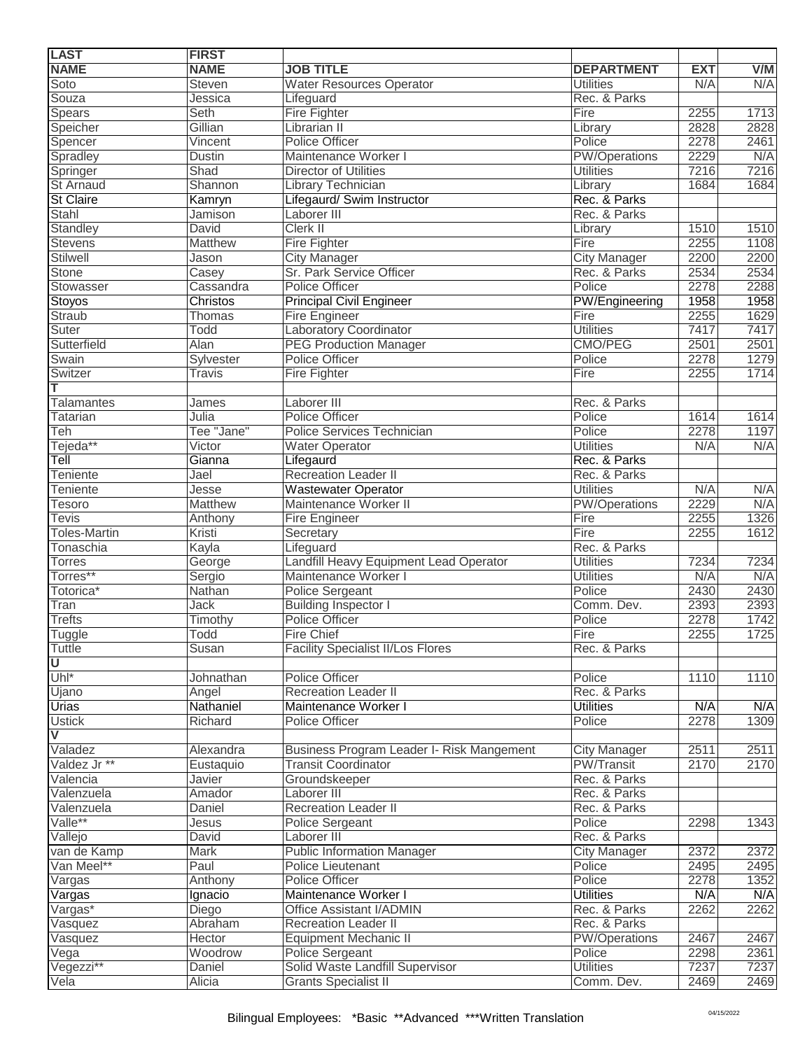| LAST NAME | FIRST NAME | JOB TITLE | DEPARTMENT | EXT | V/M |
|---|---|---|---|---|---|
| Soto | Steven | Water Resources Operator | Utilities | N/A | N/A |
| Souza | Jessica | Lifeguard | Rec. & Parks | | |
| Spears | Seth | Fire Fighter | Fire | 2255 | 1713 |
| Speicher | Gillian | Librarian II | Library | 2828 | 2828 |
| Spencer | Vincent | Police Officer | Police | 2278 | 2461 |
| Spradley | Dustin | Maintenance Worker I | PW/Operations | 2229 | N/A |
| Springer | Shad | Director of Utilities | Utilities | 7216 | 7216 |
| St Arnaud | Shannon | Library Technician | Library | 1684 | 1684 |
| St Claire | Kamryn | Lifegaurd/ Swim Instructor | Rec. & Parks | | |
| Stahl | Jamison | Laborer III | Rec. & Parks | | |
| Standley | David | Clerk II | Library | 1510 | 1510 |
| Stevens | Matthew | Fire Fighter | Fire | 2255 | 1108 |
| Stilwell | Jason | City Manager | City Manager | 2200 | 2200 |
| Stone | Casey | Sr. Park Service Officer | Rec. & Parks | 2534 | 2534 |
| Stowasser | Cassandra | Police Officer | Police | 2278 | 2288 |
| Stoyos | Christos | Principal Civil Engineer | PW/Engineering | 1958 | 1958 |
| Straub | Thomas | Fire Engineer | Fire | 2255 | 1629 |
| Suter | Todd | Laboratory Coordinator | Utilities | 7417 | 7417 |
| Sutterfield | Alan | PEG Production Manager | CMO/PEG | 2501 | 2501 |
| Swain | Sylvester | Police Officer | Police | 2278 | 1279 |
| Switzer | Travis | Fire Fighter | Fire | 2255 | 1714 |
| **T** | | | | | |
| Talamantes | James | Laborer III | Rec. & Parks | | |
| Tatarian | Julia | Police Officer | Police | 1614 | 1614 |
| Teh | Tee "Jane" | Police Services Technician | Police | 2278 | 1197 |
| Tejeda** | Victor | Water Operator | Utilities | N/A | N/A |
| Tell | Gianna | Lifegaurd | Rec. & Parks | | |
| Teniente | Jael | Recreation Leader II | Rec. & Parks | | |
| Teniente | Jesse | Wastewater Operator | Utilities | N/A | N/A |
| Tesoro | Matthew | Maintenance Worker II | PW/Operations | 2229 | N/A |
| Tevis | Anthony | Fire Engineer | Fire | 2255 | 1326 |
| Toles-Martin | Kristi | Secretary | Fire | 2255 | 1612 |
| Tonaschia | Kayla | Lifeguard | Rec. & Parks | | |
| Torres | George | Landfill Heavy Equipment Lead Operator | Utilities | 7234 | 7234 |
| Torres** | Sergio | Maintenance Worker I | Utilities | N/A | N/A |
| Totorica* | Nathan | Police Sergeant | Police | 2430 | 2430 |
| Tran | Jack | Building Inspector I | Comm. Dev. | 2393 | 2393 |
| Trefts | Timothy | Police Officer | Police | 2278 | 1742 |
| Tuggle | Todd | Fire Chief | Fire | 2255 | 1725 |
| Tuttle | Susan | Facility Specialist II/Los Flores | Rec. & Parks | | |
| **U** | | | | | |
| Uhl* | Johnathan | Police Officer | Police | 1110 | 1110 |
| Ujano | Angel | Recreation Leader II | Rec. & Parks | | |
| Urias | Nathaniel | Maintenance Worker I | Utilities | N/A | N/A |
| Ustick | Richard | Police Officer | Police | 2278 | 1309 |
| **V** | | | | | |
| Valadez | Alexandra | Business Program Leader I- Risk Mangement | City Manager | 2511 | 2511 |
| Valdez Jr ** | Eustaquio | Transit Coordinator | PW/Transit | 2170 | 2170 |
| Valencia | Javier | Groundskeeper | Rec. & Parks | | |
| Valenzuela | Amador | Laborer III | Rec. & Parks | | |
| Valenzuela | Daniel | Recreation Leader II | Rec. & Parks | | |
| Valle** | Jesus | Police Sergeant | Police | 2298 | 1343 |
| Vallejo | David | Laborer III | Rec. & Parks | | |
| van de Kamp | Mark | Public Information Manager | City Manager | 2372 | 2372 |
| Van Meel** | Paul | Police Lieutenant | Police | 2495 | 2495 |
| Vargas | Anthony | Police Officer | Police | 2278 | 1352 |
| Vargas | Ignacio | Maintenance Worker I | Utilities | N/A | N/A |
| Vargas* | Diego | Office Assistant I/ADMIN | Rec. & Parks | 2262 | 2262 |
| Vasquez | Abraham | Recreation Leader II | Rec. & Parks | | |
| Vasquez | Hector | Equipment Mechanic II | PW/Operations | 2467 | 2467 |
| Vega | Woodrow | Police Sergeant | Police | 2298 | 2361 |
| Vegezzi** | Daniel | Solid Waste Landfill Supervisor | Utilities | 7237 | 7237 |
| Vela | Alicia | Grants Specialist II | Comm. Dev. | 2469 | 2469 |

Bilingual Employees: *Basic **Advanced ***Written Translation

04/15/2022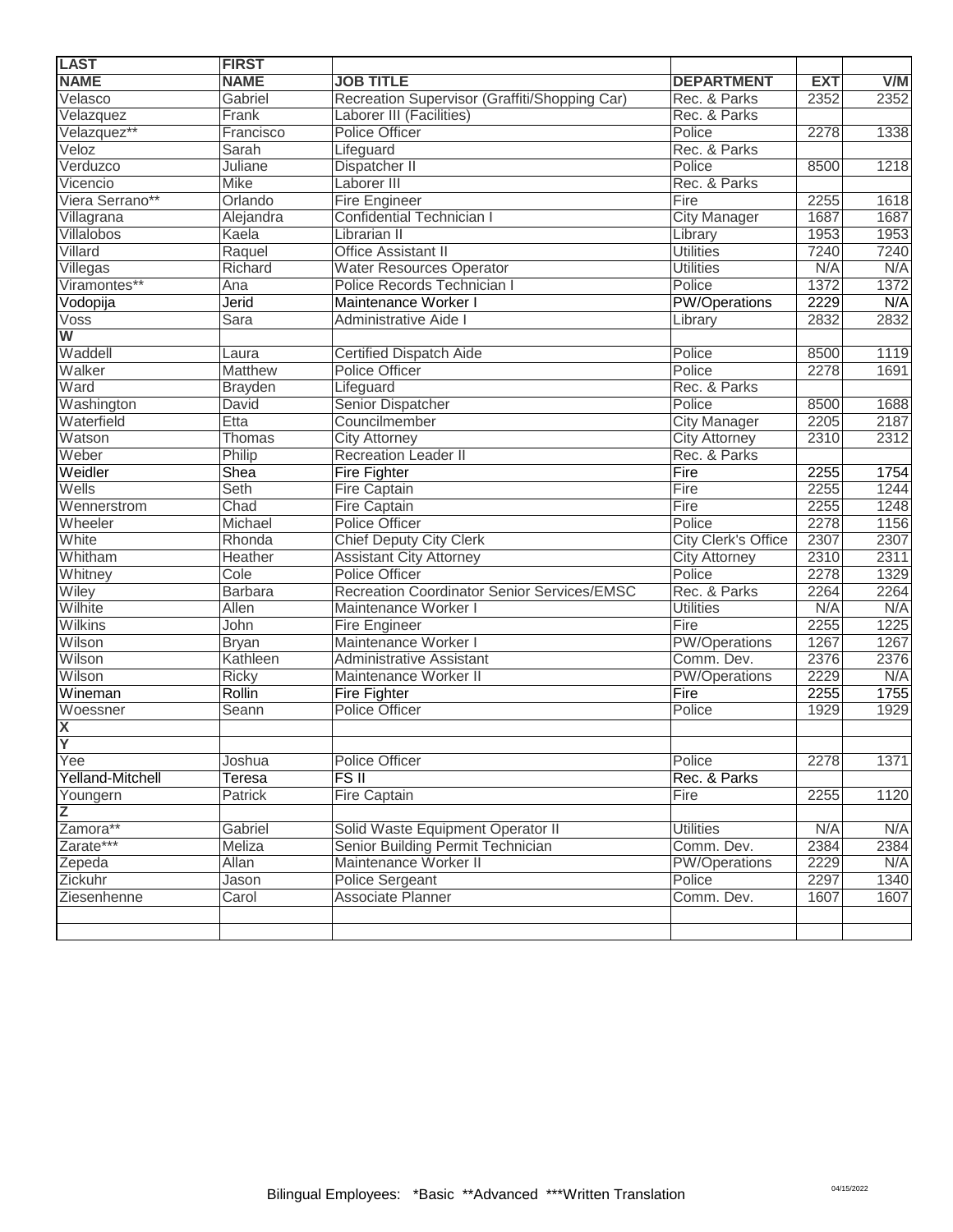| LAST NAME | FIRST NAME | JOB TITLE | DEPARTMENT | EXT | V/M |
|---|---|---|---|---|---|
| Velasco | Gabriel | Recreation Supervisor (Graffiti/Shopping Car) | Rec. & Parks | 2352 | 2352 |
| Velazquez | Frank | Laborer III (Facilities) | Rec. & Parks | | |
| Velazquez** | Francisco | Police Officer | Police | 2278 | 1338 |
| Veloz | Sarah | Lifeguard | Rec. & Parks | | |
| Verduzco | Juliane | Dispatcher II | Police | 8500 | 1218 |
| Vicencio | Mike | Laborer III | Rec. & Parks | | |
| Viera Serrano** | Orlando | Fire Engineer | Fire | 2255 | 1618 |
| Villagrana | Alejandra | Confidential Technician I | City Manager | 1687 | 1687 |
| Villalobos | Kaela | Librarian II | Library | 1953 | 1953 |
| Villard | Raquel | Office Assistant II | Utilities | 7240 | 7240 |
| Villegas | Richard | Water Resources Operator | Utilities | N/A | N/A |
| Viramontes** | Ana | Police Records Technician I | Police | 1372 | 1372 |
| Vodopija | Jerid | Maintenance Worker I | PW/Operations | 2229 | N/A |
| Voss | Sara | Administrative Aide I | Library | 2832 | 2832 |
| **W** | | | | | |
| Waddell | Laura | Certified Dispatch Aide | Police | 8500 | 1119 |
| Walker | Matthew | Police Officer | Police | 2278 | 1691 |
| Ward | Brayden | Lifeguard | Rec. & Parks | | |
| Washington | David | Senior Dispatcher | Police | 8500 | 1688 |
| Waterfield | Etta | Councilmember | City Manager | 2205 | 2187 |
| Watson | Thomas | City Attorney | City Attorney | 2310 | 2312 |
| Weber | Philip | Recreation Leader II | Rec. & Parks | | |
| Weidler | Shea | Fire Fighter | Fire | 2255 | 1754 |
| Wells | Seth | Fire Captain | Fire | 2255 | 1244 |
| Wennerstrom | Chad | Fire Captain | Fire | 2255 | 1248 |
| Wheeler | Michael | Police Officer | Police | 2278 | 1156 |
| White | Rhonda | Chief Deputy City Clerk | City Clerk's Office | 2307 | 2307 |
| Whitham | Heather | Assistant City Attorney | City Attorney | 2310 | 2311 |
| Whitney | Cole | Police Officer | Police | 2278 | 1329 |
| Wiley | Barbara | Recreation Coordinator Senior Services/EMSC | Rec. & Parks | 2264 | 2264 |
| Wilhite | Allen | Maintenance Worker I | Utilities | N/A | N/A |
| Wilkins | John | Fire Engineer | Fire | 2255 | 1225 |
| Wilson | Bryan | Maintenance Worker I | PW/Operations | 1267 | 1267 |
| Wilson | Kathleen | Administrative Assistant | Comm. Dev. | 2376 | 2376 |
| Wilson | Ricky | Maintenance Worker II | PW/Operations | 2229 | N/A |
| Wineman | Rollin | Fire Fighter | Fire | 2255 | 1755 |
| Woessner | Seann | Police Officer | Police | 1929 | 1929 |
| **X** | | | | | |
| **Y** | | | | | |
| Yee | Joshua | Police Officer | Police | 2278 | 1371 |
| Yelland-Mitchell | Teresa | FS II | Rec. & Parks | | |
| Youngern | Patrick | Fire Captain | Fire | 2255 | 1120 |
| **Z** | | | | | |
| Zamora** | Gabriel | Solid Waste Equipment Operator II | Utilities | N/A | N/A |
| Zarate*** | Meliza | Senior Building Permit Technician | Comm. Dev. | 2384 | 2384 |
| Zepeda | Allan | Maintenance Worker II | PW/Operations | 2229 | N/A |
| Zickuhr | Jason | Police Sergeant | Police | 2297 | 1340 |
| Ziesenhenne | Carol | Associate Planner | Comm. Dev. | 1607 | 1607 |

Bilingual Employees: *Basic **Advanced ***Written Translation

04/15/2022